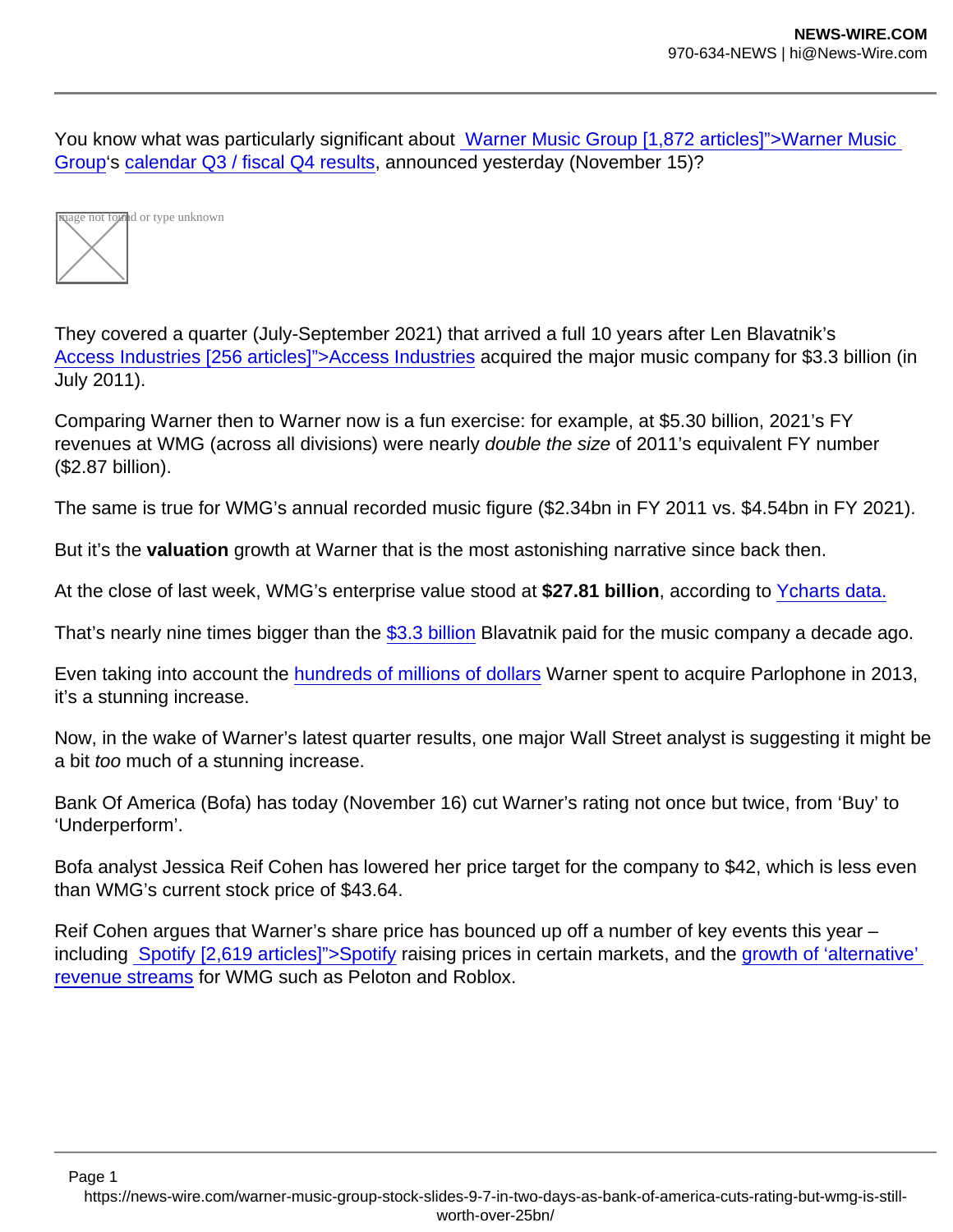You know what was particularly significant about Warner Music Group [1,872 articles]">Warner Music Group's calendar Q3 / fiscal Q4 results, announced yesterday (November 15)?

They covered a quarter (July-September 2021) that arrived a full 10 years after Len Blavatnik's Access Industries [256 articles]">Access Industries acquired the major music company for $3.3 billion (in July 2011).

Comparing Warner then to Warner now is a fun exercise: for example, at $5.30 billion, 2021's FY revenues at WMG (across all divisions) were nearly *double the size* of 2011's equivalent FY number ($2.87 billion).

The same is true for WMG's annual recorded music figure ($2.34bn in FY 2011 vs. $4.54bn in FY 2021).

But it's the **valuation** growth at Warner that is the most astonishing narrative since back then.

At the close of last week, WMG's enterprise value stood at **$27.81 billion**, according to Ycharts data.

That's nearly nine times bigger than the $3.3 billion Blavatnik paid for the music company a decade ago.

Even taking into account the hundreds of millions of dollars Warner spent to acquire Parlophone in 2013, it's a stunning increase.

Now, in the wake of Warner's latest quarter results, one major Wall Street analyst is suggesting it might be a bit *too* much of a stunning increase.

Bank Of America (Bofa) has today (November 16) cut Warner's rating not once but twice, from 'Buy' to 'Underperform'.

Bofa analyst Jessica Reif Cohen has lowered her price target for the company to $42, which is less even than WMG's current stock price of $43.64.

Reif Cohen argues that Warner's share price has bounced up off a number of key events this year – including Spotify [2,619 articles]">Spotify raising prices in certain markets, and the growth of 'alternative' revenue streams for WMG such as Peloton and Roblox.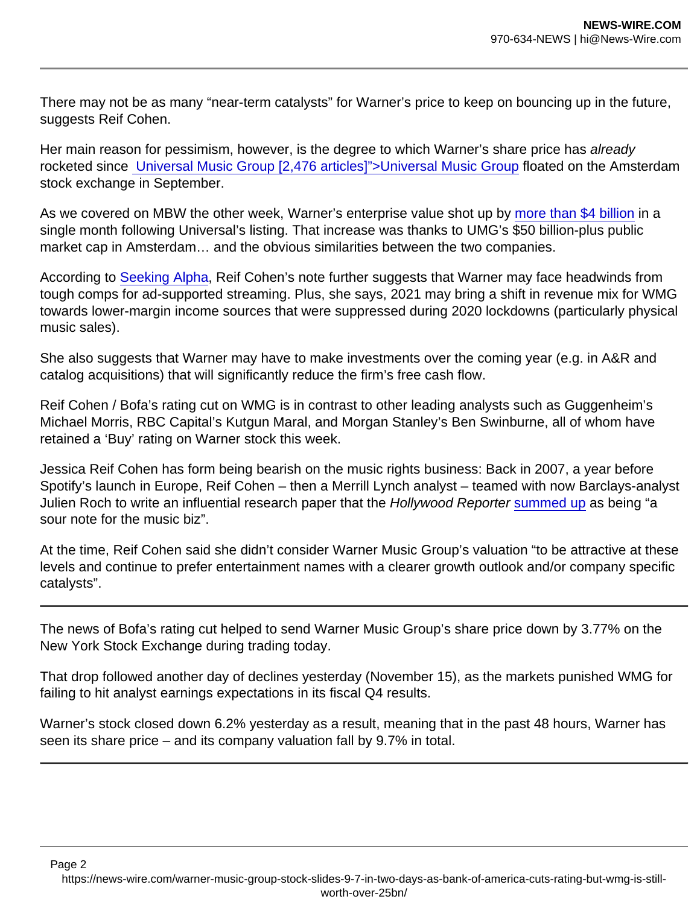There may not be as many “near-term catalysts” for Warner’s price to keep on bouncing up in the future, suggests Reif Cohen.

Her main reason for pessimism, however, is the degree to which Warner’s share price has *already* rocketed since Universal Music Group [2,476 articles]">Universal Music Group floated on the Amsterdam stock exchange in September.

As we covered on MBW the other week, Warner’s enterprise value shot up by more than $4 billion in a single month following Universal’s listing. That increase was thanks to UMG’s $50 billion-plus public market cap in Amsterdam… and the obvious similarities between the two companies.

According to Seeking Alpha, Reif Cohen’s note further suggests that Warner may face headwinds from tough comps for ad-supported streaming. Plus, she says, 2021 may bring a shift in revenue mix for WMG towards lower-margin income sources that were suppressed during 2020 lockdowns (particularly physical music sales).

She also suggests that Warner may have to make investments over the coming year (e.g. in A&R and catalog acquisitions) that will significantly reduce the firm’s free cash flow.

Reif Cohen / Bofa’s rating cut on WMG is in contrast to other leading analysts such as Guggenheim’s Michael Morris, RBC Capital’s Kutgun Maral, and Morgan Stanley’s Ben Swinburne, all of whom have retained a ‘Buy’ rating on Warner stock this week.

Jessica Reif Cohen has form being bearish on the music rights business: Back in 2007, a year before Spotify’s launch in Europe, Reif Cohen – then a Merrill Lynch analyst – teamed with now Barclays-analyst Julien Roch to write an influential research paper that the *Hollywood Reporter* summed up as being “a sour note for the music biz”.

At the time, Reif Cohen said she didn’t consider Warner Music Group’s valuation “to be attractive at these levels and continue to prefer entertainment names with a clearer growth outlook and/or company specific catalysts”.

---

The news of Bofa’s rating cut helped to send Warner Music Group’s share price down by 3.77% on the New York Stock Exchange during trading today.

That drop followed another day of declines yesterday (November 15), as the markets punished WMG for failing to hit analyst earnings expectations in its fiscal Q4 results.

Warner’s stock closed down 6.2% yesterday as a result, meaning that in the past 48 hours, Warner has seen its share price – and its company valuation fall by 9.7% in total.

---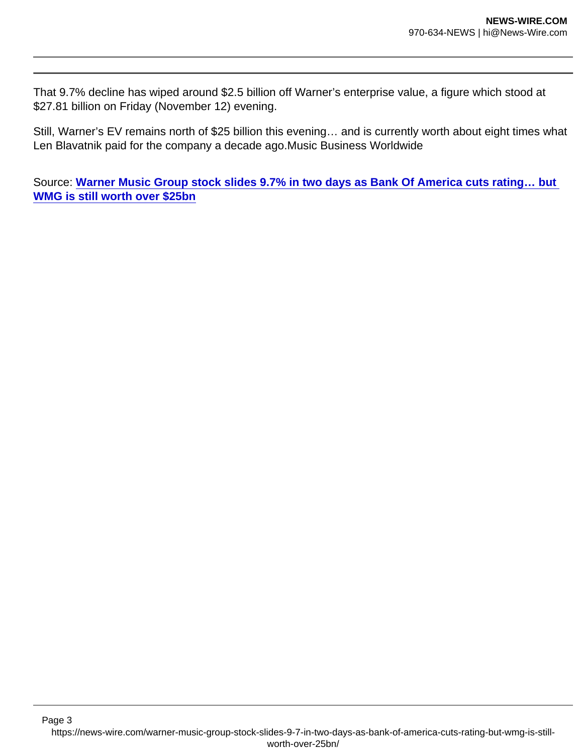That 9.7% decline has wiped around $2.5 billion off Warner's enterprise value, a figure which stood at $27.81 billion on Friday (November 12) evening.

Still, Warner's EV remains north of $25 billion this evening… and is currently worth about eight times what Len Blavatnik paid for the company a decade ago.Music Business Worldwide

Source: **[Warner Music Group stock slides 9.7% in two days as Bank Of America cuts rating… but WMG is still worth over $25bn](https://news-wire.com/warner-music-group-stock-slides-9-7-in-two-days-as-bank-of-america-cuts-rating-but-wmg-is-still-worth-over-25bn/)**